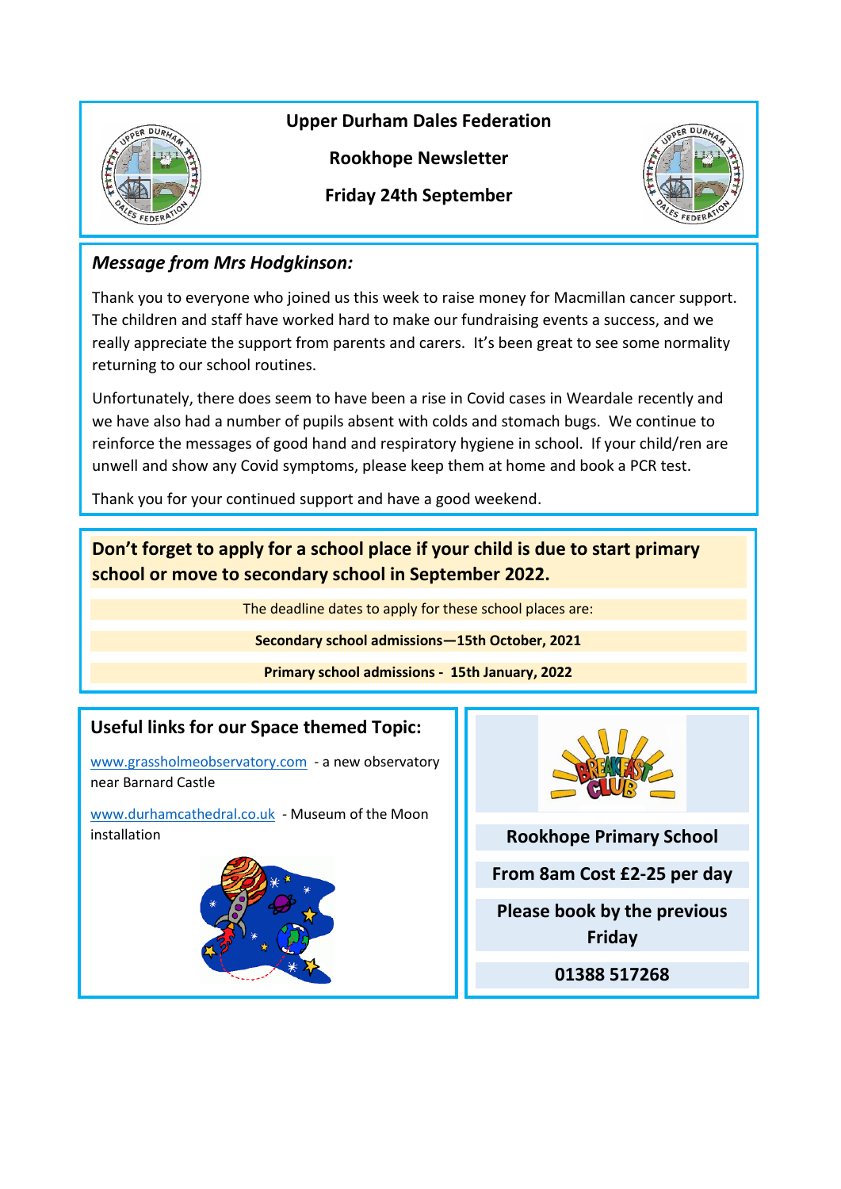# Upper Durham Dales Federation

## Rookhope Newsletter

## Friday 24th September

### *Message from Mrs Hodgkinson:*

Thank you to everyone who joined us this week to raise money for Macmillan cancer support. The children and staff have worked hard to make our fundraising events a success, and we really appreciate the support from parents and carers. It's been great to see some normality returning to our school routines.

Unfortunately, there does seem to have been a rise in Covid cases in Weardale recently and we have also had a number of pupils absent with colds and stomach bugs. We continue to reinforce the messages of good hand and respiratory hygiene in school. If your child/ren are unwell and show any Covid symptoms, please keep them at home and book a PCR test.

Thank you for your continued support and have a good weekend.

**Don't forget to apply for a school place if your child is due to start primary school or move to secondary school in September 2022.**

The deadline dates to apply for these school places are:

**Secondary school admissions—15th October, 2021**

**Primary school admissions - 15th January, 2022**

### Useful links for our Space themed Topic:

www.grassholmeobservatory.com - a new observatory near Barnard Castle

www.durhamcathedral.co.uk - Museum of the Moon installation

**Rookhope Primary School**

**From 8am Cost £2-25 per day**

**Please book by the previous Friday**

**01388 517268**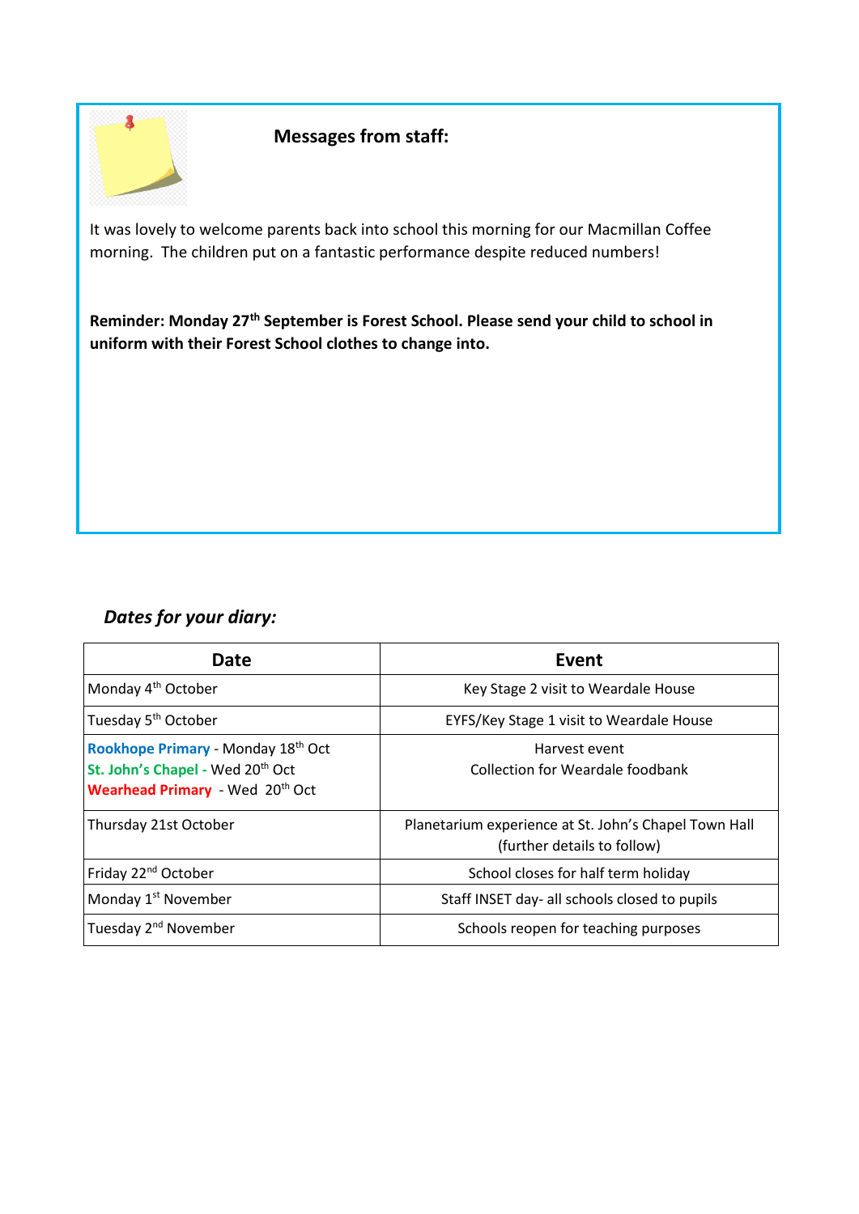## Messages from staff:

It was lovely to welcome parents back into school this morning for our Macmillan Coffee morning. The children put on a fantastic performance despite reduced numbers!

**Reminder: Monday 27th September is Forest School. Please send your child to school in uniform with their Forest School clothes to change into.**

### *Dates for your diary:*

| Date | Event |
|---|---|
| Monday 4th October | Key Stage 2 visit to Weardale House |
| Tuesday 5th October | EYFS/Key Stage 1 visit to Weardale House |
| **Rookhope Primary** - Monday 18th Oct<br>**St. John's Chapel** - Wed 20th Oct<br>**Wearhead Primary** - Wed 20th Oct | Harvest event<br>Collection for Weardale foodbank |
| Thursday 21st October | Planetarium experience at St. John's Chapel Town Hall (further details to follow) |
| Friday 22nd October | School closes for half term holiday |
| Monday 1st November | Staff INSET day- all schools closed to pupils |
| Tuesday 2nd November | Schools reopen for teaching purposes |